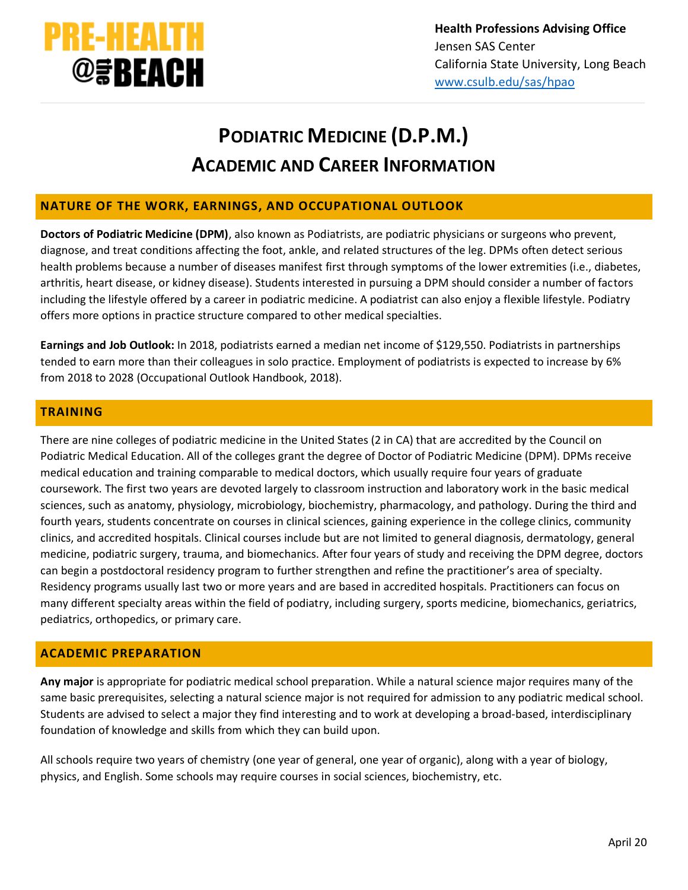**PRE-HEALTH @the BEACH**

**Health Professions Advising Office**
Jensen SAS Center
California State University, Long Beach
www.csulb.edu/sas/hpao

# PODIATRIC MEDICINE (D.P.M.) ACADEMIC AND CAREER INFORMATION

## NATURE OF THE WORK, EARNINGS, AND OCCUPATIONAL OUTLOOK

**Doctors of Podiatric Medicine (DPM)**, also known as Podiatrists, are podiatric physicians or surgeons who prevent, diagnose, and treat conditions affecting the foot, ankle, and related structures of the leg. DPMs often detect serious health problems because a number of diseases manifest first through symptoms of the lower extremities (i.e., diabetes, arthritis, heart disease, or kidney disease). Students interested in pursuing a DPM should consider a number of factors including the lifestyle offered by a career in podiatric medicine. A podiatrist can also enjoy a flexible lifestyle. Podiatry offers more options in practice structure compared to other medical specialties.

**Earnings and Job Outlook:** In 2018, podiatrists earned a median net income of $129,550. Podiatrists in partnerships tended to earn more than their colleagues in solo practice. Employment of podiatrists is expected to increase by 6% from 2018 to 2028 (Occupational Outlook Handbook, 2018).

## TRAINING

There are nine colleges of podiatric medicine in the United States (2 in CA) that are accredited by the Council on Podiatric Medical Education. All of the colleges grant the degree of Doctor of Podiatric Medicine (DPM). DPMs receive medical education and training comparable to medical doctors, which usually require four years of graduate coursework. The first two years are devoted largely to classroom instruction and laboratory work in the basic medical sciences, such as anatomy, physiology, microbiology, biochemistry, pharmacology, and pathology. During the third and fourth years, students concentrate on courses in clinical sciences, gaining experience in the college clinics, community clinics, and accredited hospitals. Clinical courses include but are not limited to general diagnosis, dermatology, general medicine, podiatric surgery, trauma, and biomechanics. After four years of study and receiving the DPM degree, doctors can begin a postdoctoral residency program to further strengthen and refine the practitioner's area of specialty. Residency programs usually last two or more years and are based in accredited hospitals. Practitioners can focus on many different specialty areas within the field of podiatry, including surgery, sports medicine, biomechanics, geriatrics, pediatrics, orthopedics, or primary care.

## ACADEMIC PREPARATION

**Any major** is appropriate for podiatric medical school preparation. While a natural science major requires many of the same basic prerequisites, selecting a natural science major is not required for admission to any podiatric medical school. Students are advised to select a major they find interesting and to work at developing a broad-based, interdisciplinary foundation of knowledge and skills from which they can build upon.

All schools require two years of chemistry (one year of general, one year of organic), along with a year of biology, physics, and English. Some schools may require courses in social sciences, biochemistry, etc.

April 20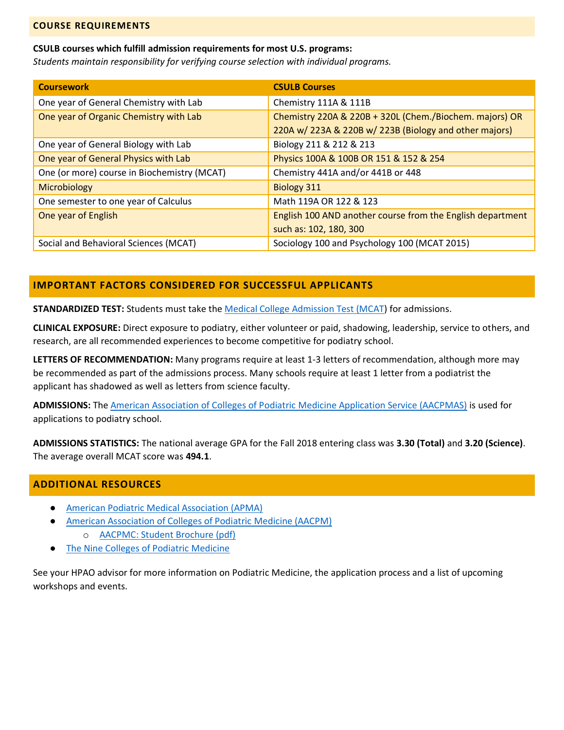## COURSE REQUIREMENTS

**CSULB courses which fulfill admission requirements for most U.S. programs:**
*Students maintain responsibility for verifying course selection with individual programs.*

| Coursework | CSULB Courses |
|---|---|
| One year of General Chemistry with Lab | Chemistry 111A & 111B |
| One year of Organic Chemistry with Lab | Chemistry 220A & 220B + 320L (Chem./Biochem. majors) OR 220A w/ 223A & 220B w/ 223B (Biology and other majors) |
| One year of General Biology with Lab | Biology 211 & 212 & 213 |
| One year of General Physics with Lab | Physics 100A & 100B OR 151 & 152 & 254 |
| One (or more) course in Biochemistry (MCAT) | Chemistry 441A and/or 441B or 448 |
| Microbiology | Biology 311 |
| One semester to one year of Calculus | Math 119A OR 122 & 123 |
| One year of English | English 100 AND another course from the English department such as: 102, 180, 300 |
| Social and Behavioral Sciences (MCAT) | Sociology 100 and Psychology 100 (MCAT 2015) |

## IMPORTANT FACTORS CONSIDERED FOR SUCCESSFUL APPLICANTS

**STANDARDIZED TEST:** Students must take the [Medical College Admission Test (MCAT)]() for admissions.

**CLINICAL EXPOSURE:** Direct exposure to podiatry, either volunteer or paid, shadowing, leadership, service to others, and research, are all recommended experiences to become competitive for podiatry school.

**LETTERS OF RECOMMENDATION:** Many programs require at least 1-3 letters of recommendation, although more may be recommended as part of the admissions process. Many schools require at least 1 letter from a podiatrist the applicant has shadowed as well as letters from science faculty.

**ADMISSIONS:** The [American Association of Colleges of Podiatric Medicine Application Service (AACPMAS)]() is used for applications to podiatry school.

**ADMISSIONS STATISTICS:** The national average GPA for the Fall 2018 entering class was **3.30 (Total)** and **3.20 (Science)**. The average overall MCAT score was **494.1**.

## ADDITIONAL RESOURCES

- [American Podiatric Medical Association (APMA)]()
- [American Association of Colleges of Podiatric Medicine (AACPM)]()
  - [AACPMC: Student Brochure (pdf)]()
- [The Nine Colleges of Podiatric Medicine]()

See your HPAO advisor for more information on Podiatric Medicine, the application process and a list of upcoming workshops and events.